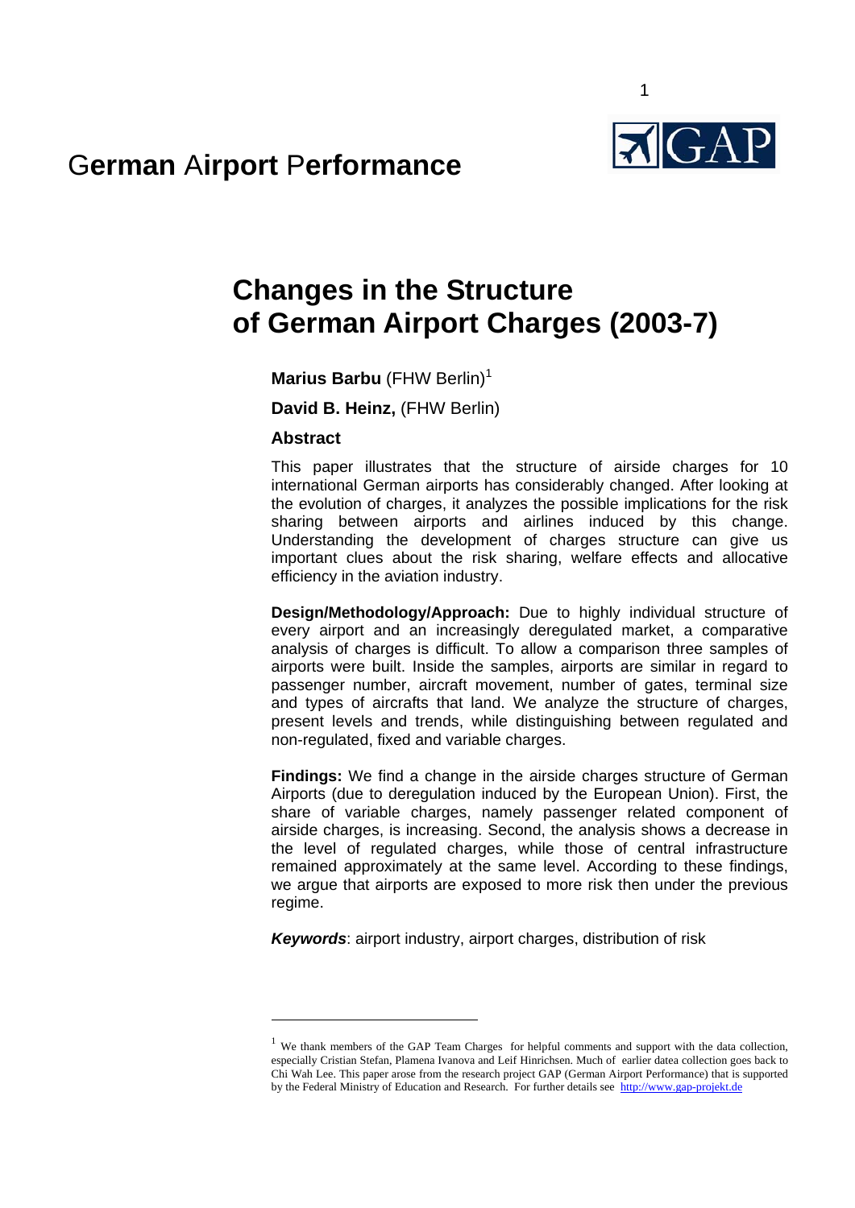# German Airport Performance

## Changes in the Structure of German Airport Charges (2003-7)

**Marius Barbu** (FHW Berlin)[1]

**David B. Heinz,** (FHW Berlin)

### Abstract

This paper illustrates that the structure of airside charges for 10 international German airports has considerably changed. After looking at the evolution of charges, it analyzes the possible implications for the risk sharing between airports and airlines induced by this change. Understanding the development of charges structure can give us important clues about the risk sharing, welfare effects and allocative efficiency in the aviation industry.

**Design/Methodology/Approach:** Due to highly individual structure of every airport and an increasingly deregulated market, a comparative analysis of charges is difficult. To allow a comparison three samples of airports were built. Inside the samples, airports are similar in regard to passenger number, aircraft movement, number of gates, terminal size and types of aircrafts that land. We analyze the structure of charges, present levels and trends, while distinguishing between regulated and non-regulated, fixed and variable charges.

**Findings:** We find a change in the airside charges structure of German Airports (due to deregulation induced by the European Union). First, the share of variable charges, namely passenger related component of airside charges, is increasing. Second, the analysis shows a decrease in the level of regulated charges, while those of central infrastructure remained approximately at the same level. According to these findings, we argue that airports are exposed to more risk then under the previous regime.

***Keywords***: airport industry, airport charges, distribution of risk

---

[1] We thank members of the GAP Team Charges for helpful comments and support with the data collection, especially Cristian Stefan, Plamena Ivanova and Leif Hinrichsen. Much of earlier datea collection goes back to Chi Wah Lee. This paper arose from the research project GAP (German Airport Performance) that is supported by the Federal Ministry of Education and Research. For further details see http://www.gap-projekt.de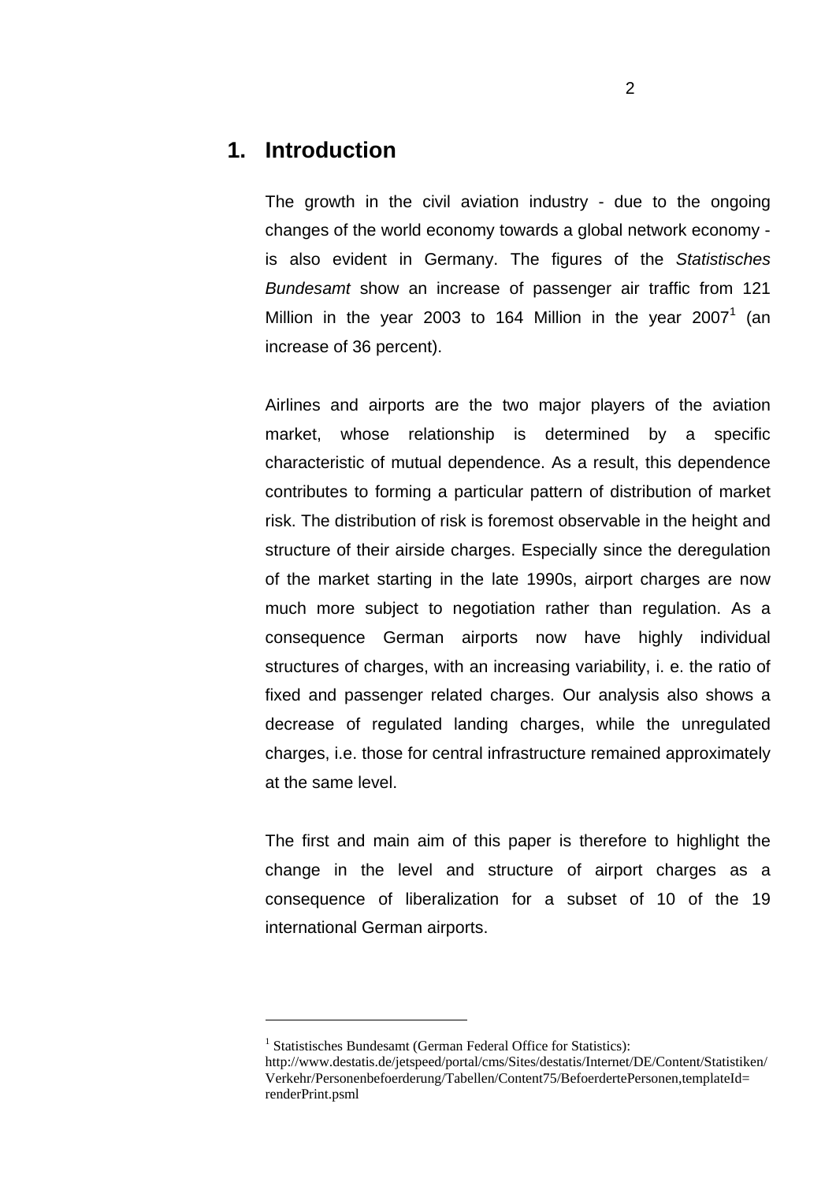# 1. Introduction

The growth in the civil aviation industry - due to the ongoing changes of the world economy towards a global network economy - is also evident in Germany. The figures of the *Statistisches Bundesamt* show an increase of passenger air traffic from 121 Million in the year 2003 to 164 Million in the year 2007[1] (an increase of 36 percent).

Airlines and airports are the two major players of the aviation market, whose relationship is determined by a specific characteristic of mutual dependence. As a result, this dependence contributes to forming a particular pattern of distribution of market risk. The distribution of risk is foremost observable in the height and structure of their airside charges. Especially since the deregulation of the market starting in the late 1990s, airport charges are now much more subject to negotiation rather than regulation. As a consequence German airports now have highly individual structures of charges, with an increasing variability, i. e. the ratio of fixed and passenger related charges. Our analysis also shows a decrease of regulated landing charges, while the unregulated charges, i.e. those for central infrastructure remained approximately at the same level.

The first and main aim of this paper is therefore to highlight the change in the level and structure of airport charges as a consequence of liberalization for a subset of 10 of the 19 international German airports.

---

[1] Statistisches Bundesamt (German Federal Office for Statistics): http://www.destatis.de/jetspeed/portal/cms/Sites/destatis/Internet/DE/Content/Statistiken/Verkehr/Personenbefoerderung/Tabellen/Content75/BefoerdertePersonen,templateId=renderPrint.psml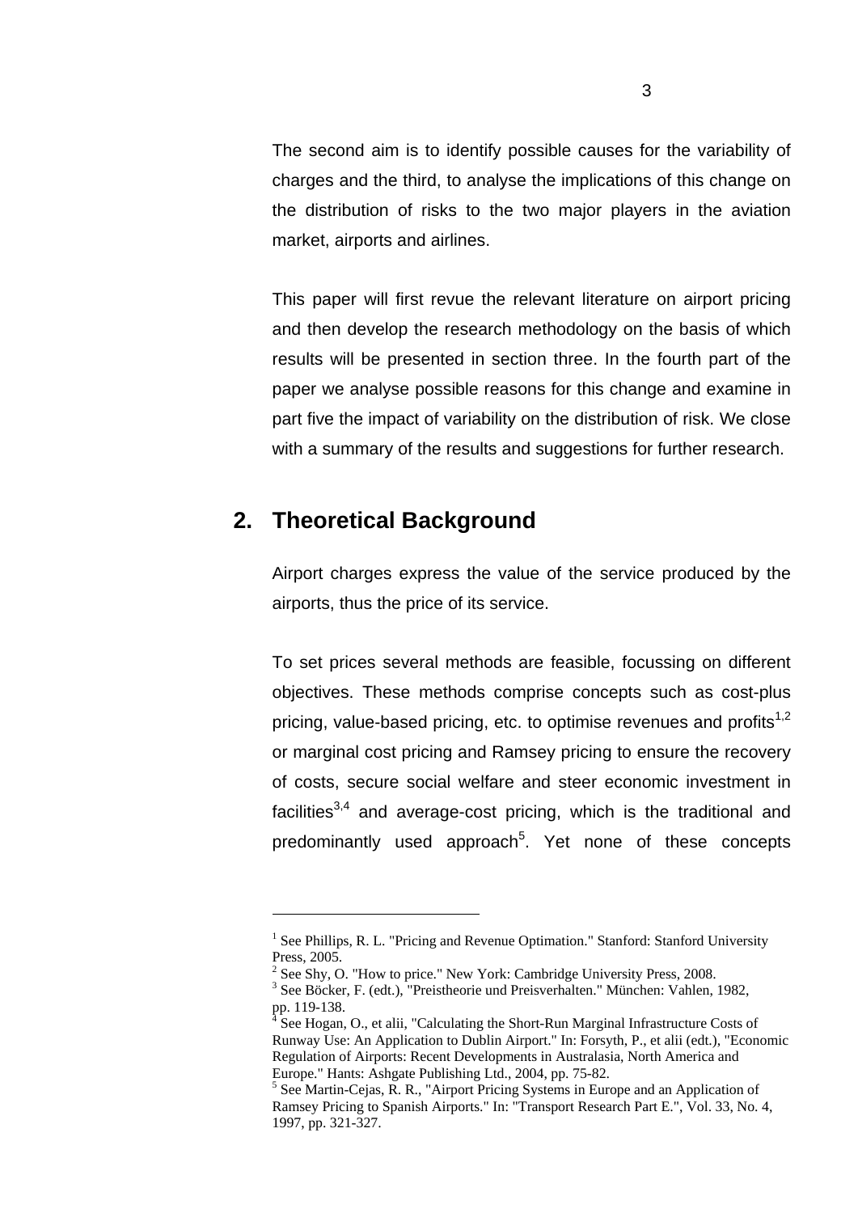The second aim is to identify possible causes for the variability of charges and the third, to analyse the implications of this change on the distribution of risks to the two major players in the aviation market, airports and airlines.

This paper will first revue the relevant literature on airport pricing and then develop the research methodology on the basis of which results will be presented in section three. In the fourth part of the paper we analyse possible reasons for this change and examine in part five the impact of variability on the distribution of risk. We close with a summary of the results and suggestions for further research.

## 2. Theoretical Background

Airport charges express the value of the service produced by the airports, thus the price of its service.

To set prices several methods are feasible, focussing on different objectives. These methods comprise concepts such as cost-plus pricing, value-based pricing, etc. to optimise revenues and profits[1,2] or marginal cost pricing and Ramsey pricing to ensure the recovery of costs, secure social welfare and steer economic investment in facilities[3,4] and average-cost pricing, which is the traditional and predominantly used approach[5]. Yet none of these concepts

---

[1] See Phillips, R. L. "Pricing and Revenue Optimation." Stanford: Stanford University Press, 2005.

[2] See Shy, O. "How to price." New York: Cambridge University Press, 2008.

[3] See Böcker, F. (edt.), "Preistheorie und Preisverhalten." München: Vahlen, 1982, pp. 119-138.

[4] See Hogan, O., et alii, "Calculating the Short-Run Marginal Infrastructure Costs of Runway Use: An Application to Dublin Airport." In: Forsyth, P., et alii (edt.), "Economic Regulation of Airports: Recent Developments in Australasia, North America and Europe." Hants: Ashgate Publishing Ltd., 2004, pp. 75-82.

[5] See Martin-Cejas, R. R., "Airport Pricing Systems in Europe and an Application of Ramsey Pricing to Spanish Airports." In: "Transport Research Part E.", Vol. 33, No. 4, 1997, pp. 321-327.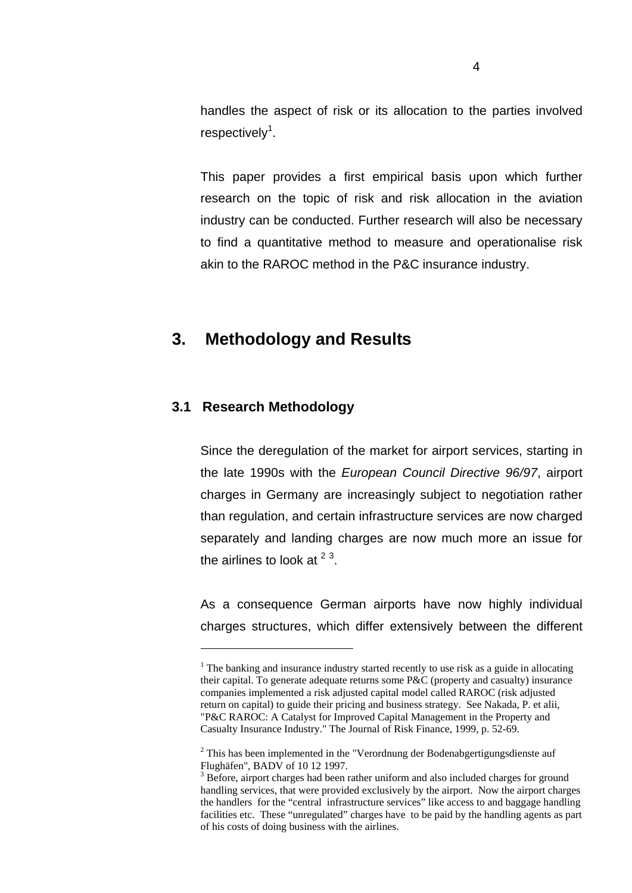handles the aspect of risk or its allocation to the parties involved respectively[1].

This paper provides a first empirical basis upon which further research on the topic of risk and risk allocation in the aviation industry can be conducted. Further research will also be necessary to find a quantitative method to measure and operationalise risk akin to the RAROC method in the P&C insurance industry.

# 3. Methodology and Results

## 3.1 Research Methodology

Since the deregulation of the market for airport services, starting in the late 1990s with the *European Council Directive 96/97*, airport charges in Germany are increasingly subject to negotiation rather than regulation, and certain infrastructure services are now charged separately and landing charges are now much more an issue for the airlines to look at [2] [3].

As a consequence German airports have now highly individual charges structures, which differ extensively between the different

---

[1] The banking and insurance industry started recently to use risk as a guide in allocating their capital. To generate adequate returns some P&C (property and casualty) insurance companies implemented a risk adjusted capital model called RAROC (risk adjusted return on capital) to guide their pricing and business strategy. See Nakada, P. et alii, "P&C RAROC: A Catalyst for Improved Capital Management in the Property and Casualty Insurance Industry." The Journal of Risk Finance, 1999, p. 52-69.

[2] This has been implemented in the "Verordnung der Bodenabgertigungsdienste auf Flughäfen", BADV of 10 12 1997.

[3] Before, airport charges had been rather uniform and also included charges for ground handling services, that were provided exclusively by the airport. Now the airport charges the handlers for the "central infrastructure services" like access to and baggage handling facilities etc. These "unregulated" charges have to be paid by the handling agents as part of his costs of doing business with the airlines.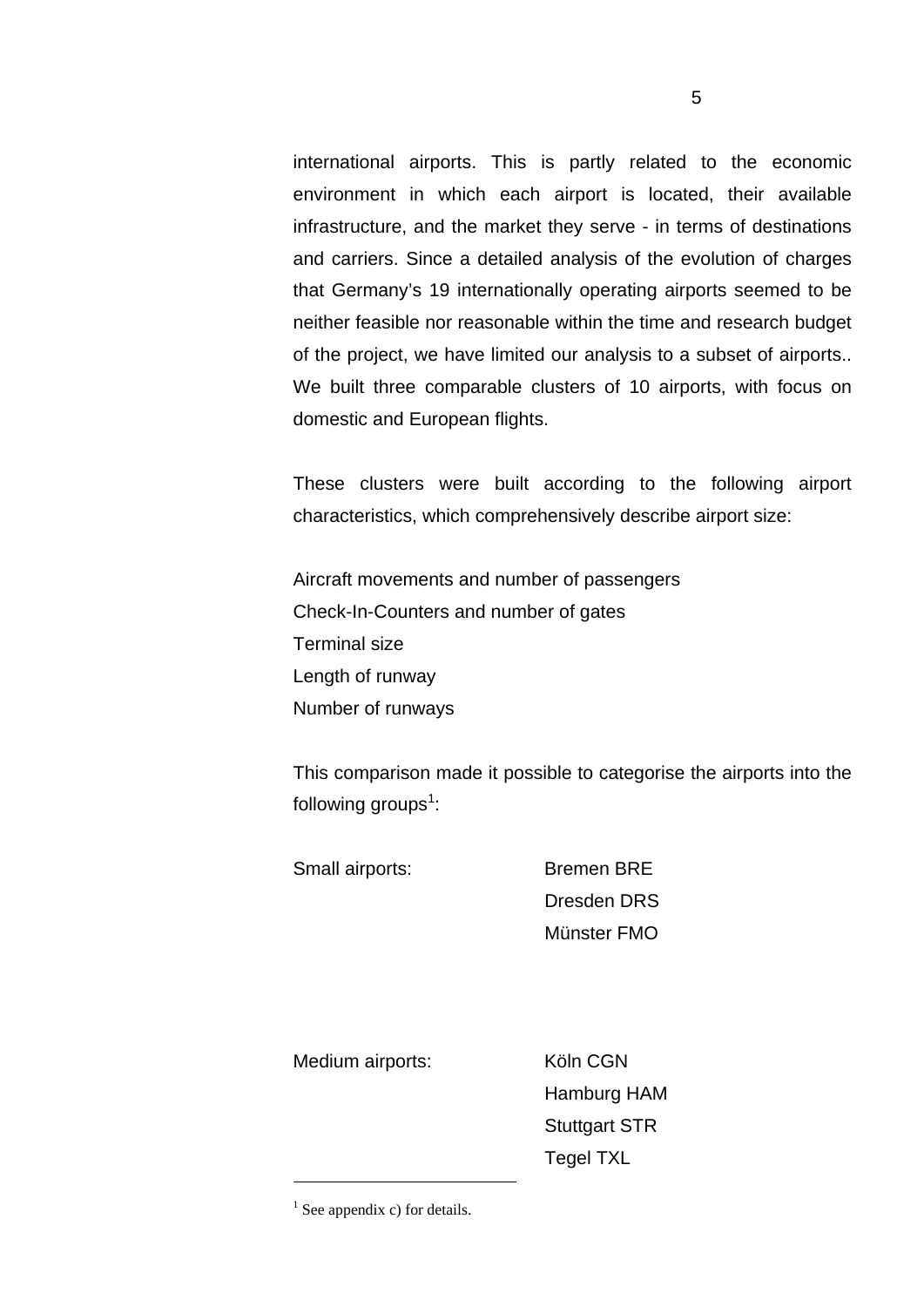international airports. This is partly related to the economic environment in which each airport is located, their available infrastructure, and the market they serve - in terms of destinations and carriers. Since a detailed analysis of the evolution of charges that Germany's 19 internationally operating airports seemed to be neither feasible nor reasonable within the time and research budget of the project, we have limited our analysis to a subset of airports.. We built three comparable clusters of 10 airports, with focus on domestic and European flights.

These clusters were built according to the following airport characteristics, which comprehensively describe airport size:

Aircraft movements and number of passengers
Check-In-Counters and number of gates
Terminal size
Length of runway
Number of runways

This comparison made it possible to categorise the airports into the following groups[1]:

| | |
|---|---|
| Small airports: | Bremen BRE |
| | Dresden DRS |
| | Münster FMO |
| Medium airports: | Köln CGN |
| | Hamburg HAM |
| | Stuttgart STR |
| | Tegel TXL |

[1] See appendix c) for details.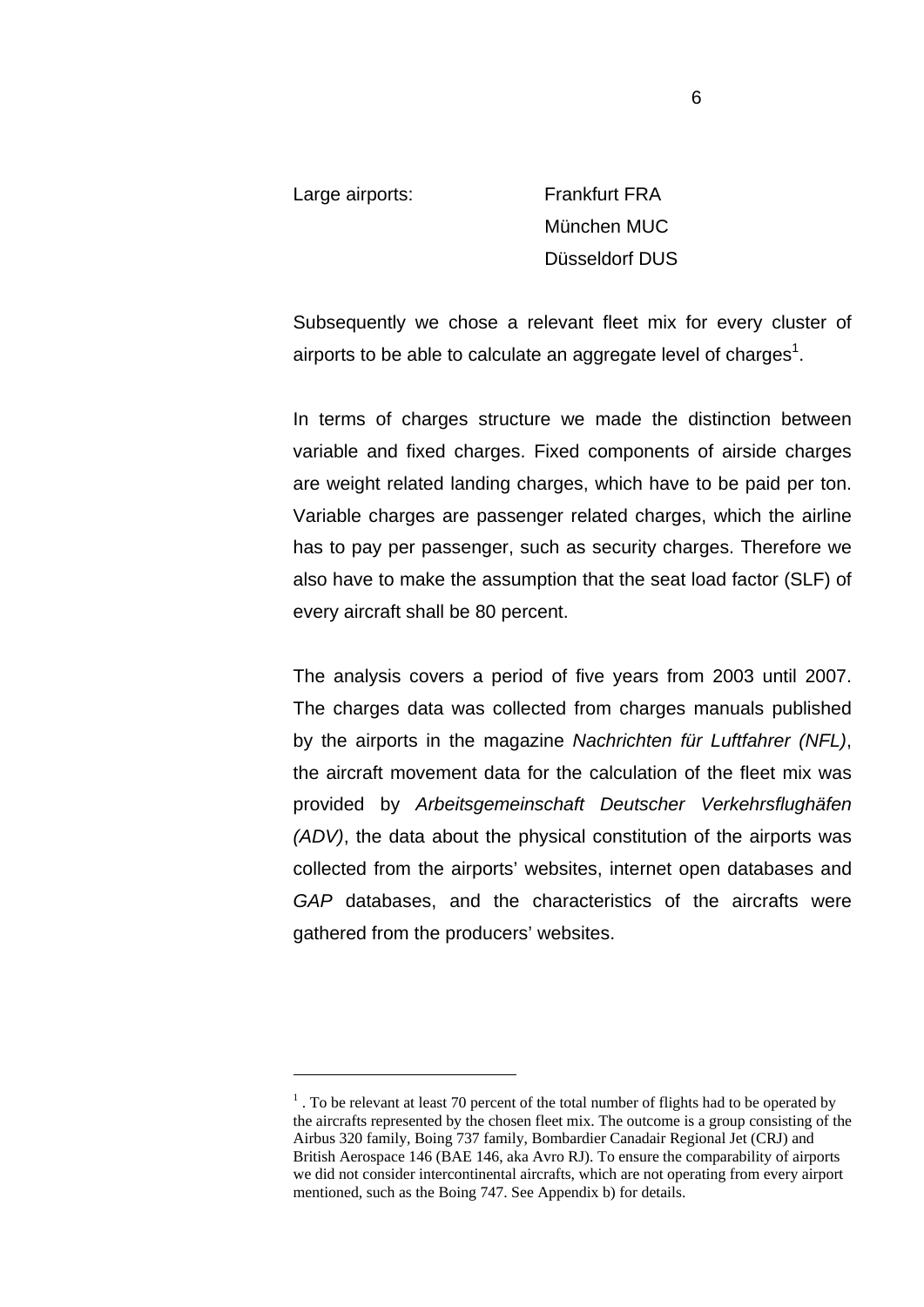| Large airports: | Frankfurt FRA |
|---|---|
| | München MUC |
| | Düsseldorf DUS |

Subsequently we chose a relevant fleet mix for every cluster of airports to be able to calculate an aggregate level of charges[1].

In terms of charges structure we made the distinction between variable and fixed charges. Fixed components of airside charges are weight related landing charges, which have to be paid per ton. Variable charges are passenger related charges, which the airline has to pay per passenger, such as security charges. Therefore we also have to make the assumption that the seat load factor (SLF) of every aircraft shall be 80 percent.

The analysis covers a period of five years from 2003 until 2007. The charges data was collected from charges manuals published by the airports in the magazine *Nachrichten für Luftfahrer (NFL)*, the aircraft movement data for the calculation of the fleet mix was provided by *Arbeitsgemeinschaft Deutscher Verkehrsflughäfen (ADV)*, the data about the physical constitution of the airports was collected from the airports' websites, internet open databases and *GAP* databases, and the characteristics of the aircrafts were gathered from the producers' websites.

---

[1] . To be relevant at least 70 percent of the total number of flights had to be operated by the aircrafts represented by the chosen fleet mix. The outcome is a group consisting of the Airbus 320 family, Boing 737 family, Bombardier Canadair Regional Jet (CRJ) and British Aerospace 146 (BAE 146, aka Avro RJ). To ensure the comparability of airports we did not consider intercontinental aircrafts, which are not operating from every airport mentioned, such as the Boing 747. See Appendix b) for details.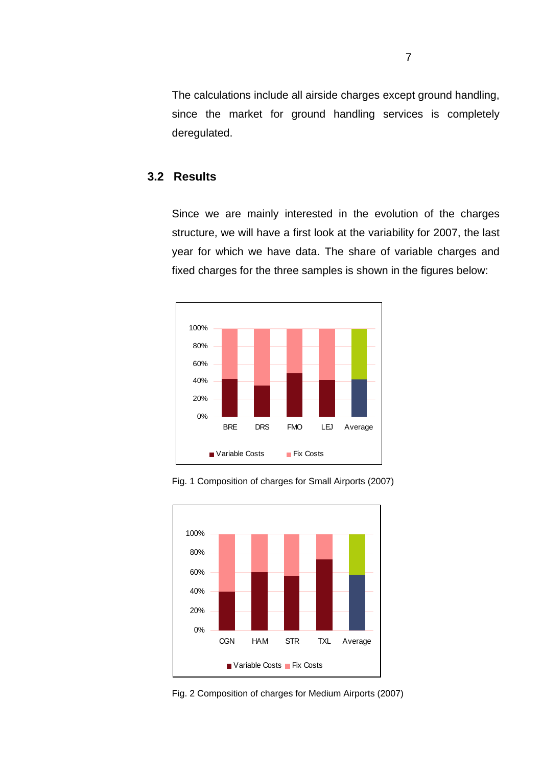The calculations include all airside charges except ground handling, since the market for ground handling services is completely deregulated.

## 3.2 Results

Since we are mainly interested in the evolution of the charges structure, we will have a first look at the variability for 2007, the last year for which we have data. The share of variable charges and fixed charges for the three samples is shown in the figures below:

Fig. 1 Composition of charges for Small Airports (2007)

Fig. 2 Composition of charges for Medium Airports (2007)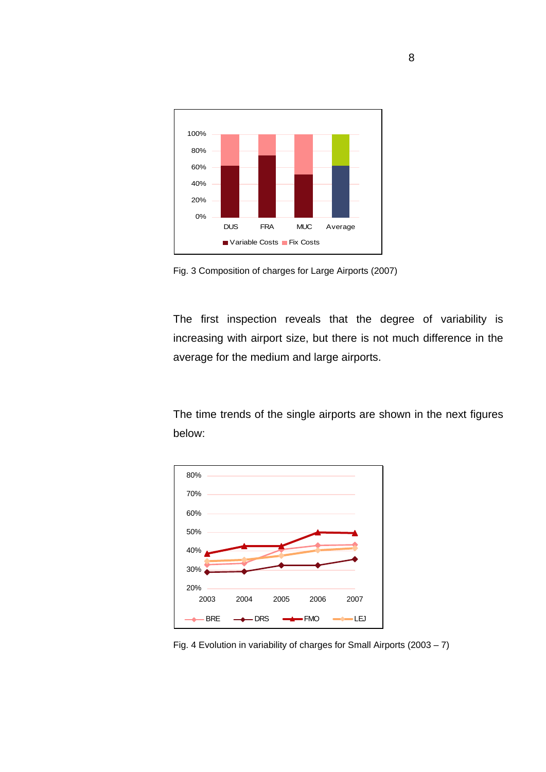Fig. 3 Composition of charges for Large Airports (2007)

The first inspection reveals that the degree of variability is increasing with airport size, but there is not much difference in the average for the medium and large airports.

The time trends of the single airports are shown in the next figures below:

Fig. 4 Evolution in variability of charges for Small Airports (2003 – 7)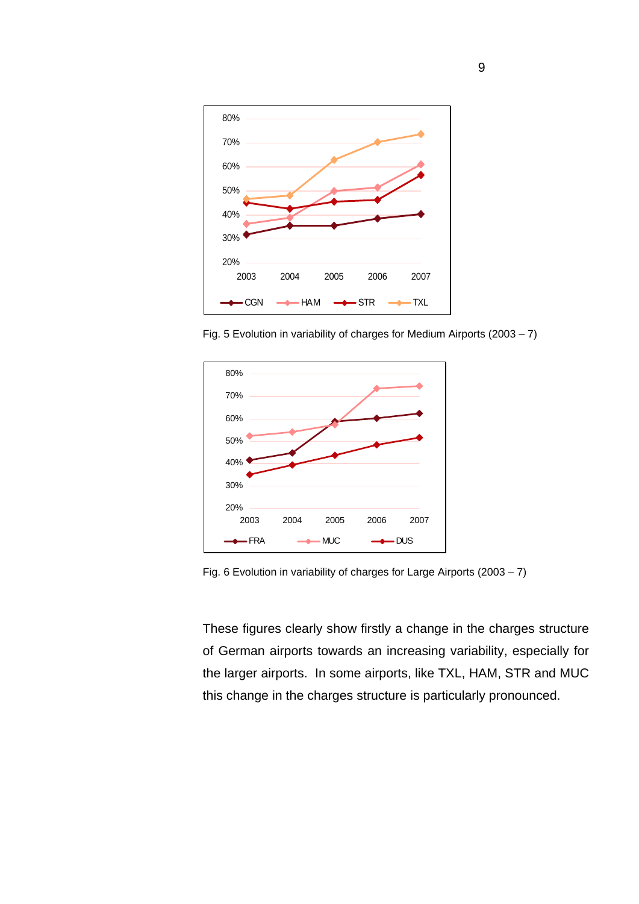Fig. 5 Evolution in variability of charges for Medium Airports (2003 – 7)

Fig. 6 Evolution in variability of charges for Large Airports (2003 – 7)

These figures clearly show firstly a change in the charges structure of German airports towards an increasing variability, especially for the larger airports. In some airports, like TXL, HAM, STR and MUC this change in the charges structure is particularly pronounced.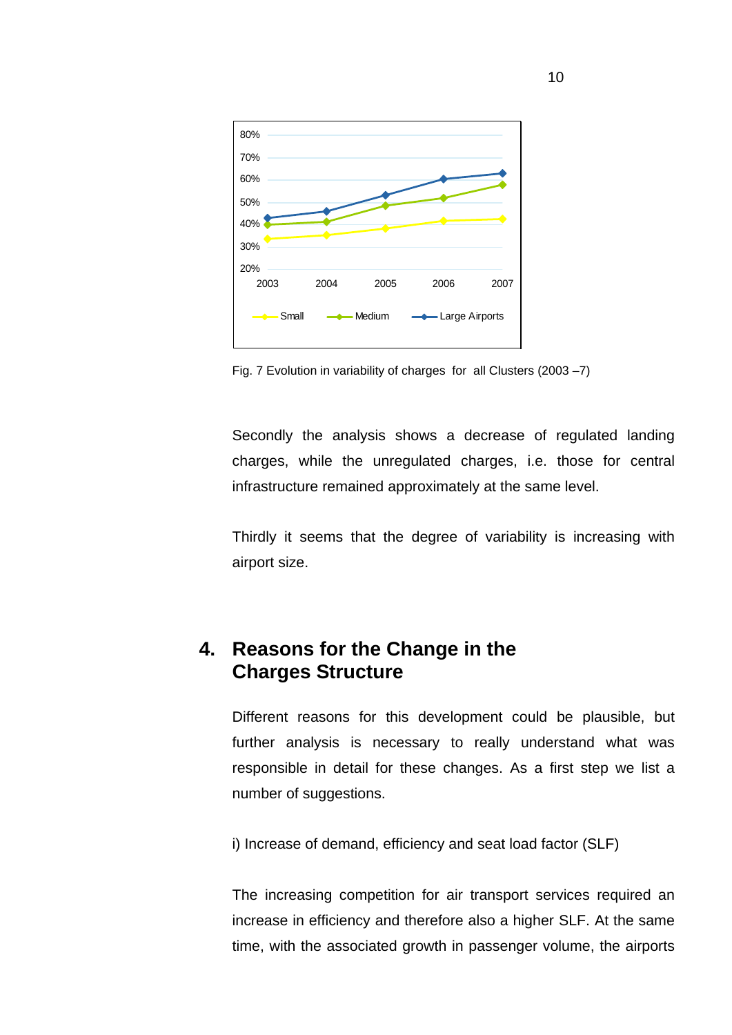Fig. 7 Evolution in variability of charges for all Clusters (2003 –7)

Secondly the analysis shows a decrease of regulated landing charges, while the unregulated charges, i.e. those for central infrastructure remained approximately at the same level.

Thirdly it seems that the degree of variability is increasing with airport size.

## 4. Reasons for the Change in the Charges Structure

Different reasons for this development could be plausible, but further analysis is necessary to really understand what was responsible in detail for these changes. As a first step we list a number of suggestions.

i) Increase of demand, efficiency and seat load factor (SLF)

The increasing competition for air transport services required an increase in efficiency and therefore also a higher SLF. At the same time, with the associated growth in passenger volume, the airports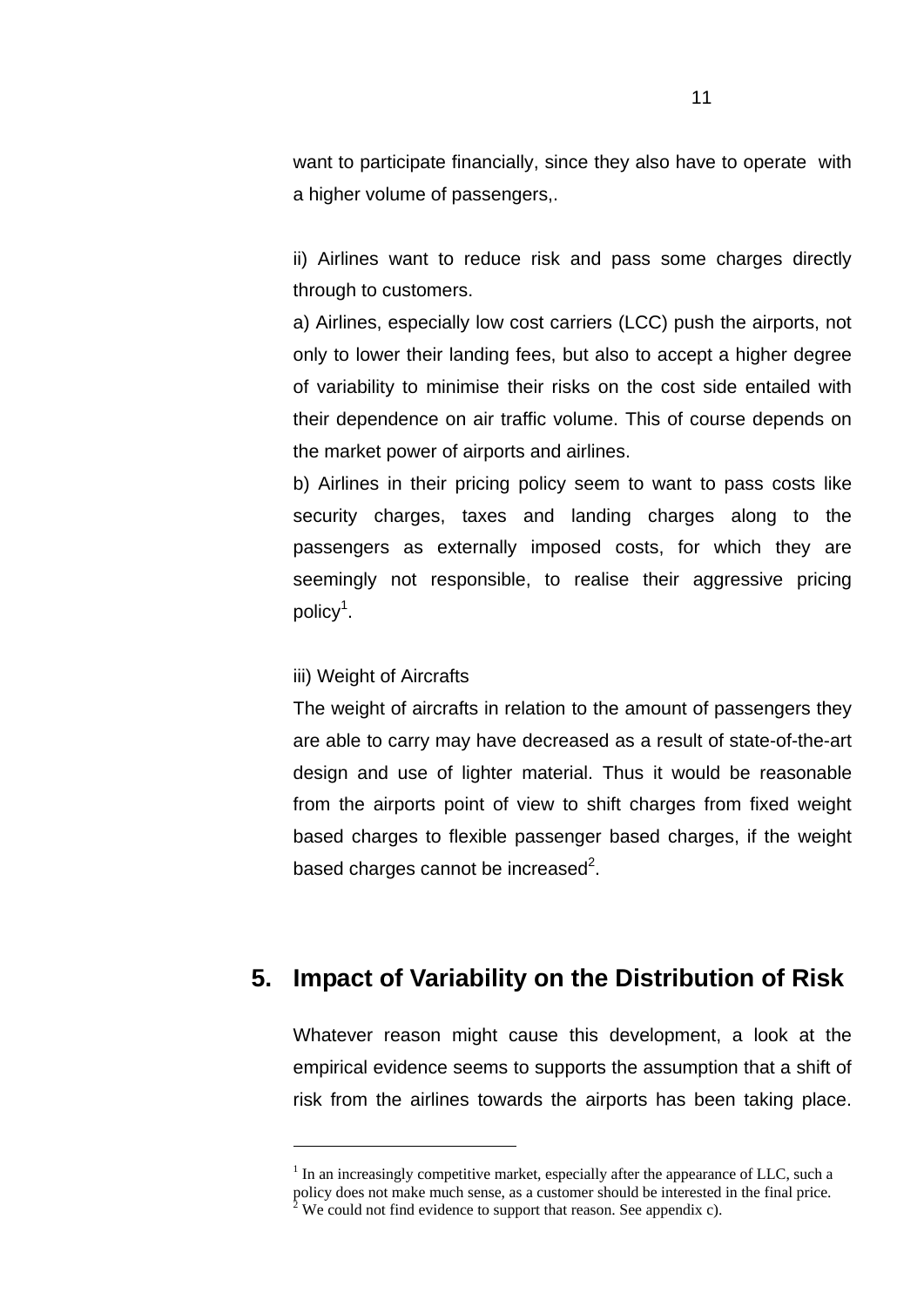want to participate financially, since they also have to operate with a higher volume of passengers,.

ii) Airlines want to reduce risk and pass some charges directly through to customers.

a) Airlines, especially low cost carriers (LCC) push the airports, not only to lower their landing fees, but also to accept a higher degree of variability to minimise their risks on the cost side entailed with their dependence on air traffic volume. This of course depends on the market power of airports and airlines.

b) Airlines in their pricing policy seem to want to pass costs like security charges, taxes and landing charges along to the passengers as externally imposed costs, for which they are seemingly not responsible, to realise their aggressive pricing policy[1].

iii) Weight of Aircrafts

The weight of aircrafts in relation to the amount of passengers they are able to carry may have decreased as a result of state-of-the-art design and use of lighter material. Thus it would be reasonable from the airports point of view to shift charges from fixed weight based charges to flexible passenger based charges, if the weight based charges cannot be increased[2].

## 5. Impact of Variability on the Distribution of Risk

Whatever reason might cause this development, a look at the empirical evidence seems to supports the assumption that a shift of risk from the airlines towards the airports has been taking place.

---

[1] In an increasingly competitive market, especially after the appearance of LLC, such a policy does not make much sense, as a customer should be interested in the final price.

[2] We could not find evidence to support that reason. See appendix c).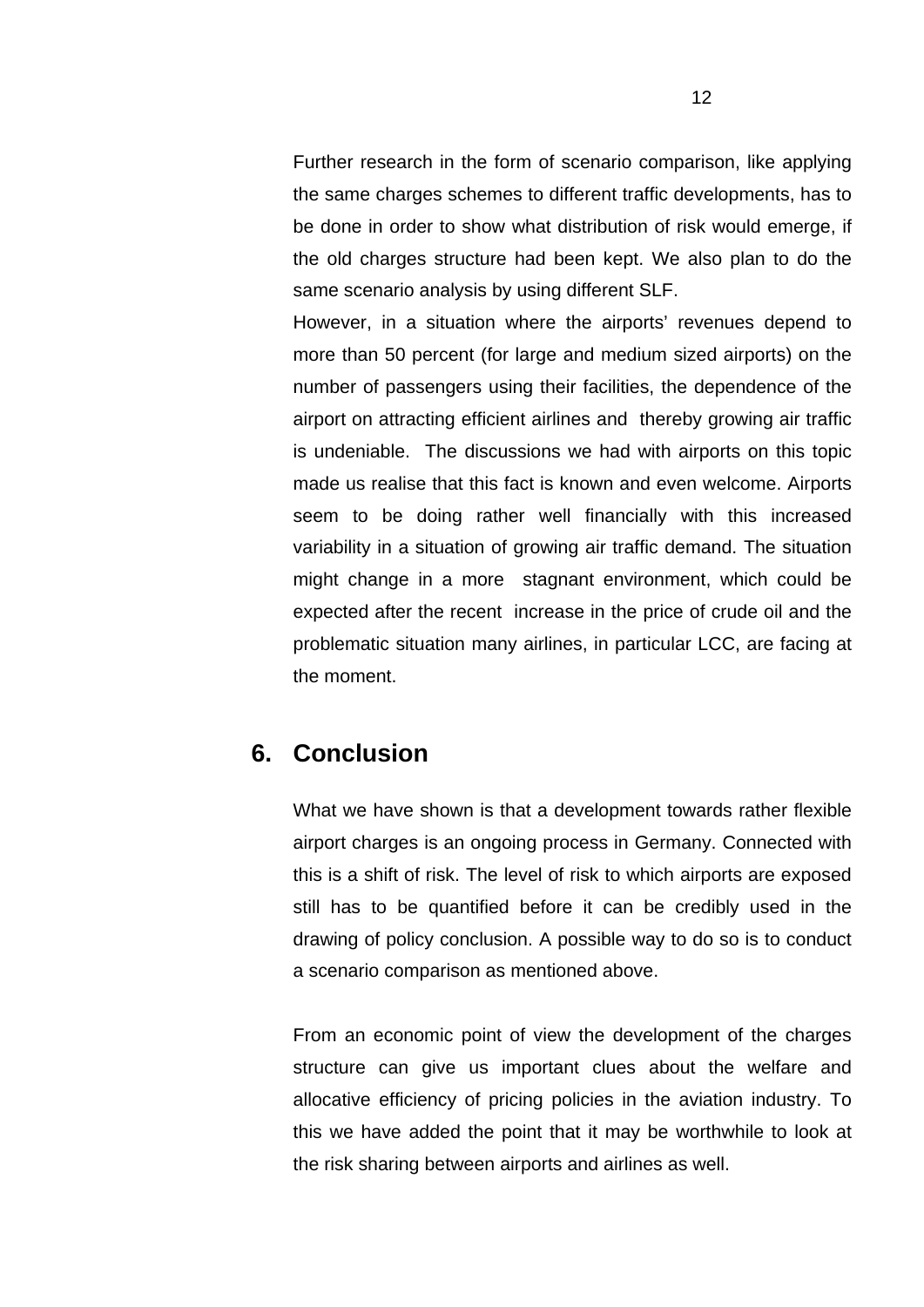Further research in the form of scenario comparison, like applying the same charges schemes to different traffic developments, has to be done in order to show what distribution of risk would emerge, if the old charges structure had been kept. We also plan to do the same scenario analysis by using different SLF.

However, in a situation where the airports' revenues depend to more than 50 percent (for large and medium sized airports) on the number of passengers using their facilities, the dependence of the airport on attracting efficient airlines and thereby growing air traffic is undeniable. The discussions we had with airports on this topic made us realise that this fact is known and even welcome. Airports seem to be doing rather well financially with this increased variability in a situation of growing air traffic demand. The situation might change in a more stagnant environment, which could be expected after the recent increase in the price of crude oil and the problematic situation many airlines, in particular LCC, are facing at the moment.

## 6. Conclusion

What we have shown is that a development towards rather flexible airport charges is an ongoing process in Germany. Connected with this is a shift of risk. The level of risk to which airports are exposed still has to be quantified before it can be credibly used in the drawing of policy conclusion. A possible way to do so is to conduct a scenario comparison as mentioned above.

From an economic point of view the development of the charges structure can give us important clues about the welfare and allocative efficiency of pricing policies in the aviation industry. To this we have added the point that it may be worthwhile to look at the risk sharing between airports and airlines as well.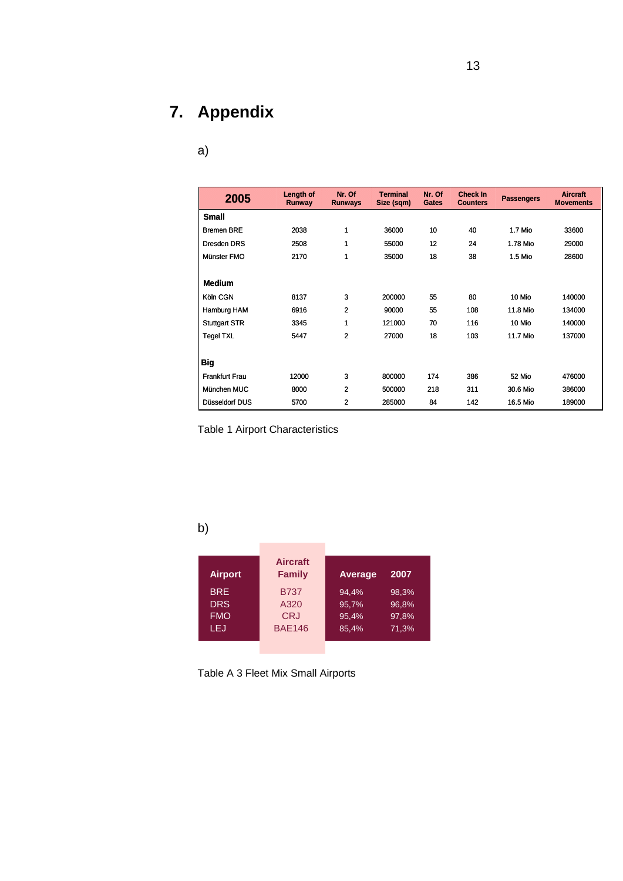# 7. Appendix

a)

| 2005 | Length of Runway | Nr. Of Runways | Terminal Size (sqm) | Nr. Of Gates | Check In Counters | Passengers | Aircraft Movements |
|---|---|---|---|---|---|---|---|
| **Small** | | | | | | | |
| Bremen BRE | 2038 | 1 | 36000 | 10 | 40 | 1.7 Mio | 33600 |
| Dresden DRS | 2508 | 1 | 55000 | 12 | 24 | 1.78 Mio | 29000 |
| Münster FMO | 2170 | 1 | 35000 | 18 | 38 | 1.5 Mio | 28600 |
| **Medium** | | | | | | | |
| Köln CGN | 8137 | 3 | 200000 | 55 | 80 | 10 Mio | 140000 |
| Hamburg HAM | 6916 | 2 | 90000 | 55 | 108 | 11.8 Mio | 134000 |
| Stuttgart STR | 3345 | 1 | 121000 | 70 | 116 | 10 Mio | 140000 |
| Tegel TXL | 5447 | 2 | 27000 | 18 | 103 | 11.7 Mio | 137000 |
| **Big** | | | | | | | |
| Frankfurt Frau | 12000 | 3 | 800000 | 174 | 386 | 52 Mio | 476000 |
| München MUC | 8000 | 2 | 500000 | 218 | 311 | 30.6 Mio | 386000 |
| Düsseldorf DUS | 5700 | 2 | 285000 | 84 | 142 | 16.5 Mio | 189000 |

Table 1 Airport Characteristics

b)

| Airport | Aircraft Family | Average | 2007 |
|---|---|---|---|
| BRE | B737 | 94,4% | 98,3% |
| DRS | A320 | 95,7% | 96,8% |
| FMO | CRJ | 95,4% | 97,8% |
| LEJ | BAE146 | 85,4% | 71,3% |

Table A 3 Fleet Mix Small Airports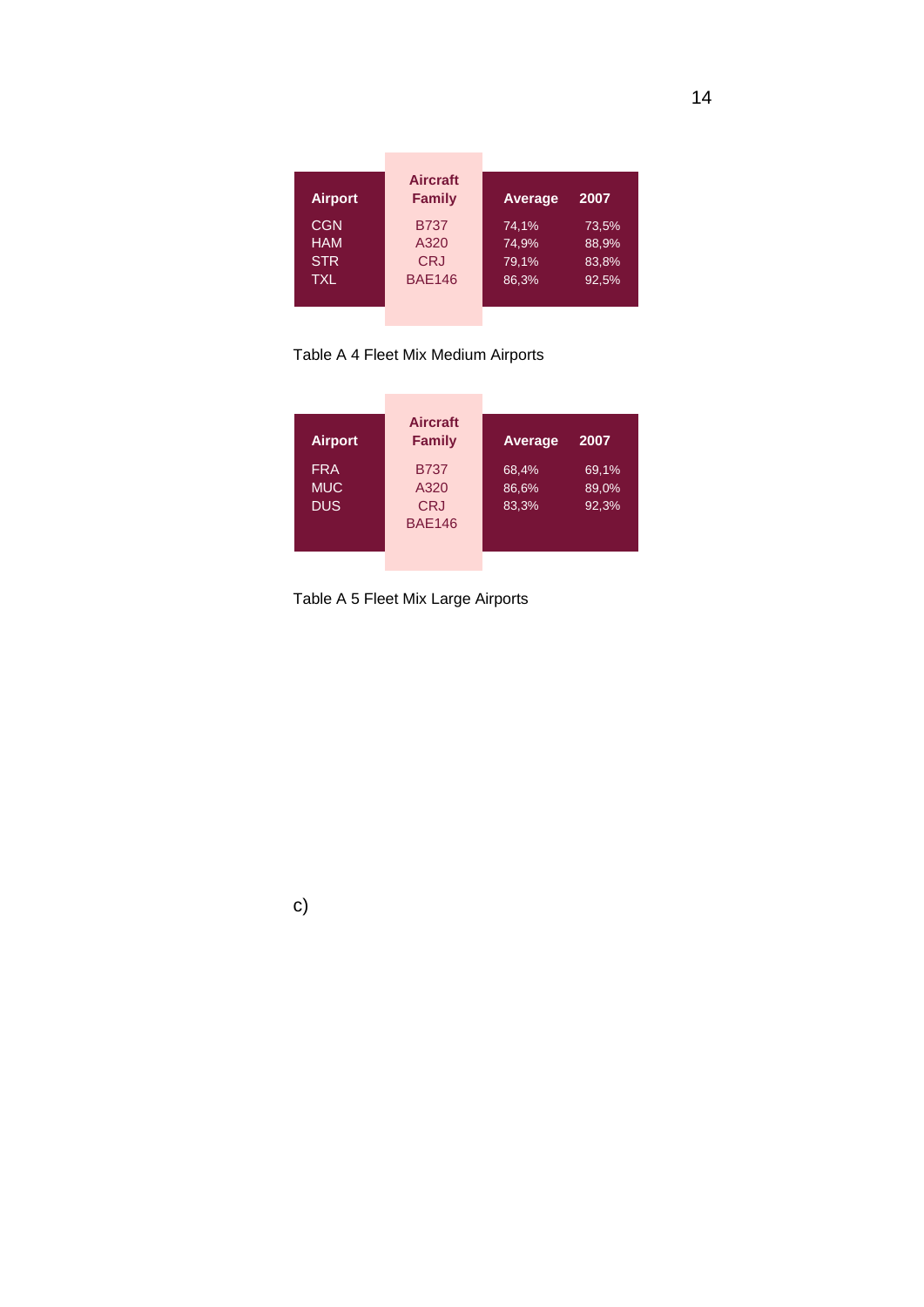| Airport | Aircraft Family | Average | 2007 |
|---|---|---|---|
| CGN | B737 | 74,1% | 73,5% |
| HAM | A320 | 74,9% | 88,9% |
| STR | CRJ | 79,1% | 83,8% |
| TXL | BAE146 | 86,3% | 92,5% |

Table A 4 Fleet Mix Medium Airports

| Airport | Aircraft Family | Average | 2007 |
|---|---|---|---|
| FRA | B737 | 68,4% | 69,1% |
| MUC | A320 | 86,6% | 89,0% |
| DUS | CRJ | 83,3% | 92,3% |
| | BAE146 | | |

Table A 5 Fleet Mix Large Airports

c)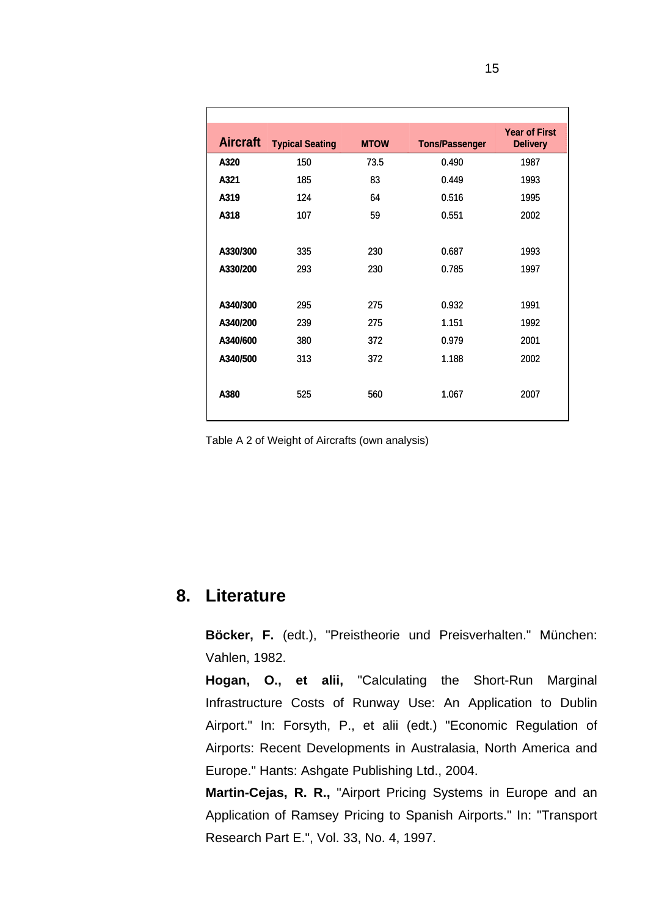| Aircraft | Typical Seating | MTOW | Tons/Passenger | Year of First Delivery |
|---|---|---|---|---|
| A320 | 150 | 73.5 | 0.490 | 1987 |
| A321 | 185 | 83 | 0.449 | 1993 |
| A319 | 124 | 64 | 0.516 | 1995 |
| A318 | 107 | 59 | 0.551 | 2002 |
| | | | | |
| A330/300 | 335 | 230 | 0.687 | 1993 |
| A330/200 | 293 | 230 | 0.785 | 1997 |
| | | | | |
| A340/300 | 295 | 275 | 0.932 | 1991 |
| A340/200 | 239 | 275 | 1.151 | 1992 |
| A340/600 | 380 | 372 | 0.979 | 2001 |
| A340/500 | 313 | 372 | 1.188 | 2002 |
| | | | | |
| A380 | 525 | 560 | 1.067 | 2007 |

Table A 2 of Weight of Aircrafts (own analysis)

# 8. Literature

**Böcker, F.** (edt.), "Preistheorie und Preisverhalten." München: Vahlen, 1982.

**Hogan, O., et alii,** "Calculating the Short-Run Marginal Infrastructure Costs of Runway Use: An Application to Dublin Airport." In: Forsyth, P., et alii (edt.) "Economic Regulation of Airports: Recent Developments in Australasia, North America and Europe." Hants: Ashgate Publishing Ltd., 2004.

**Martin-Cejas, R. R.,** "Airport Pricing Systems in Europe and an Application of Ramsey Pricing to Spanish Airports." In: "Transport Research Part E.", Vol. 33, No. 4, 1997.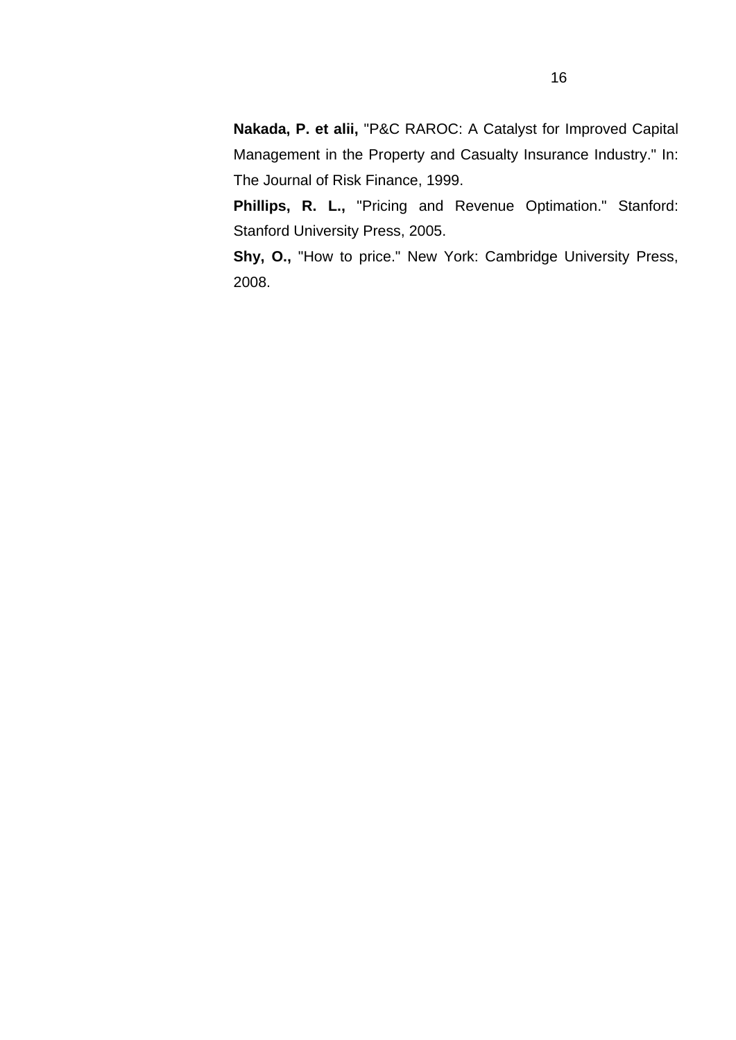**Nakada, P. et alii,** "P&C RAROC: A Catalyst for Improved Capital Management in the Property and Casualty Insurance Industry." In: The Journal of Risk Finance, 1999.

**Phillips, R. L.,** "Pricing and Revenue Optimation." Stanford: Stanford University Press, 2005.

**Shy, O.,** "How to price." New York: Cambridge University Press, 2008.